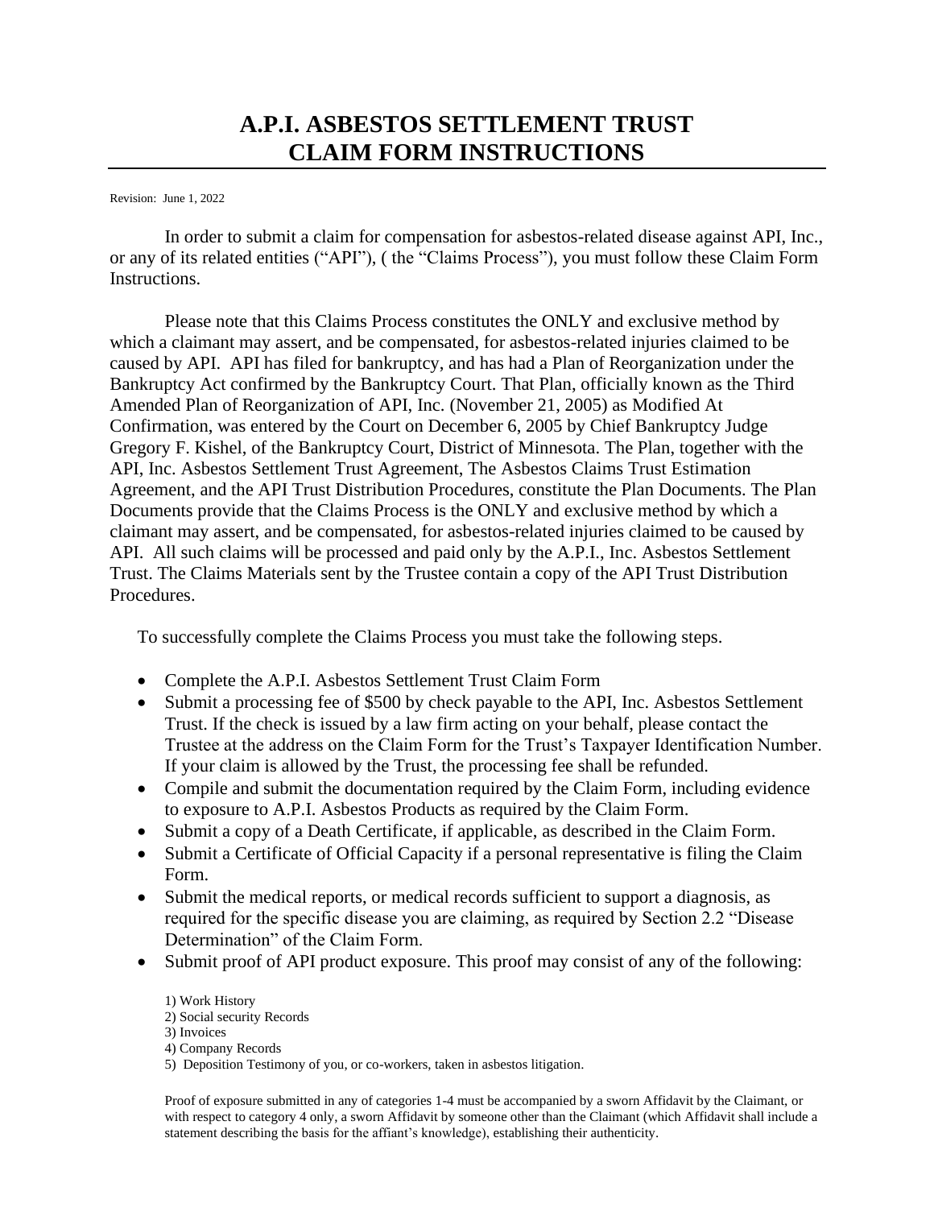# A.P.I. ASBESTOS SETTLEMENT TRUST
# CLAIM FORM INSTRUCTIONS

Revision: June 1, 2022

In order to submit a claim for compensation for asbestos-related disease against API, Inc., or any of its related entities ("API"), ( the "Claims Process"), you must follow these Claim Form Instructions.

Please note that this Claims Process constitutes the ONLY and exclusive method by which a claimant may assert, and be compensated, for asbestos-related injuries claimed to be caused by API. API has filed for bankruptcy, and has had a Plan of Reorganization under the Bankruptcy Act confirmed by the Bankruptcy Court. That Plan, officially known as the Third Amended Plan of Reorganization of API, Inc. (November 21, 2005) as Modified At Confirmation, was entered by the Court on December 6, 2005 by Chief Bankruptcy Judge Gregory F. Kishel, of the Bankruptcy Court, District of Minnesota. The Plan, together with the API, Inc. Asbestos Settlement Trust Agreement, The Asbestos Claims Trust Estimation Agreement, and the API Trust Distribution Procedures, constitute the Plan Documents. The Plan Documents provide that the Claims Process is the ONLY and exclusive method by which a claimant may assert, and be compensated, for asbestos-related injuries claimed to be caused by API. All such claims will be processed and paid only by the A.P.I., Inc. Asbestos Settlement Trust. The Claims Materials sent by the Trustee contain a copy of the API Trust Distribution Procedures.

To successfully complete the Claims Process you must take the following steps.

- Complete the A.P.I. Asbestos Settlement Trust Claim Form
- Submit a processing fee of $500 by check payable to the API, Inc. Asbestos Settlement Trust. If the check is issued by a law firm acting on your behalf, please contact the Trustee at the address on the Claim Form for the Trust's Taxpayer Identification Number. If your claim is allowed by the Trust, the processing fee shall be refunded.
- Compile and submit the documentation required by the Claim Form, including evidence to exposure to A.P.I. Asbestos Products as required by the Claim Form.
- Submit a copy of a Death Certificate, if applicable, as described in the Claim Form.
- Submit a Certificate of Official Capacity if a personal representative is filing the Claim Form.
- Submit the medical reports, or medical records sufficient to support a diagnosis, as required for the specific disease you are claiming, as required by Section 2.2 "Disease Determination" of the Claim Form.
- Submit proof of API product exposure. This proof may consist of any of the following:

  1) Work History
  2) Social security Records
  3) Invoices
  4) Company Records
  5) Deposition Testimony of you, or co-workers, taken in asbestos litigation.

  Proof of exposure submitted in any of categories 1-4 must be accompanied by a sworn Affidavit by the Claimant, or with respect to category 4 only, a sworn Affidavit by someone other than the Claimant (which Affidavit shall include a statement describing the basis for the affiant's knowledge), establishing their authenticity.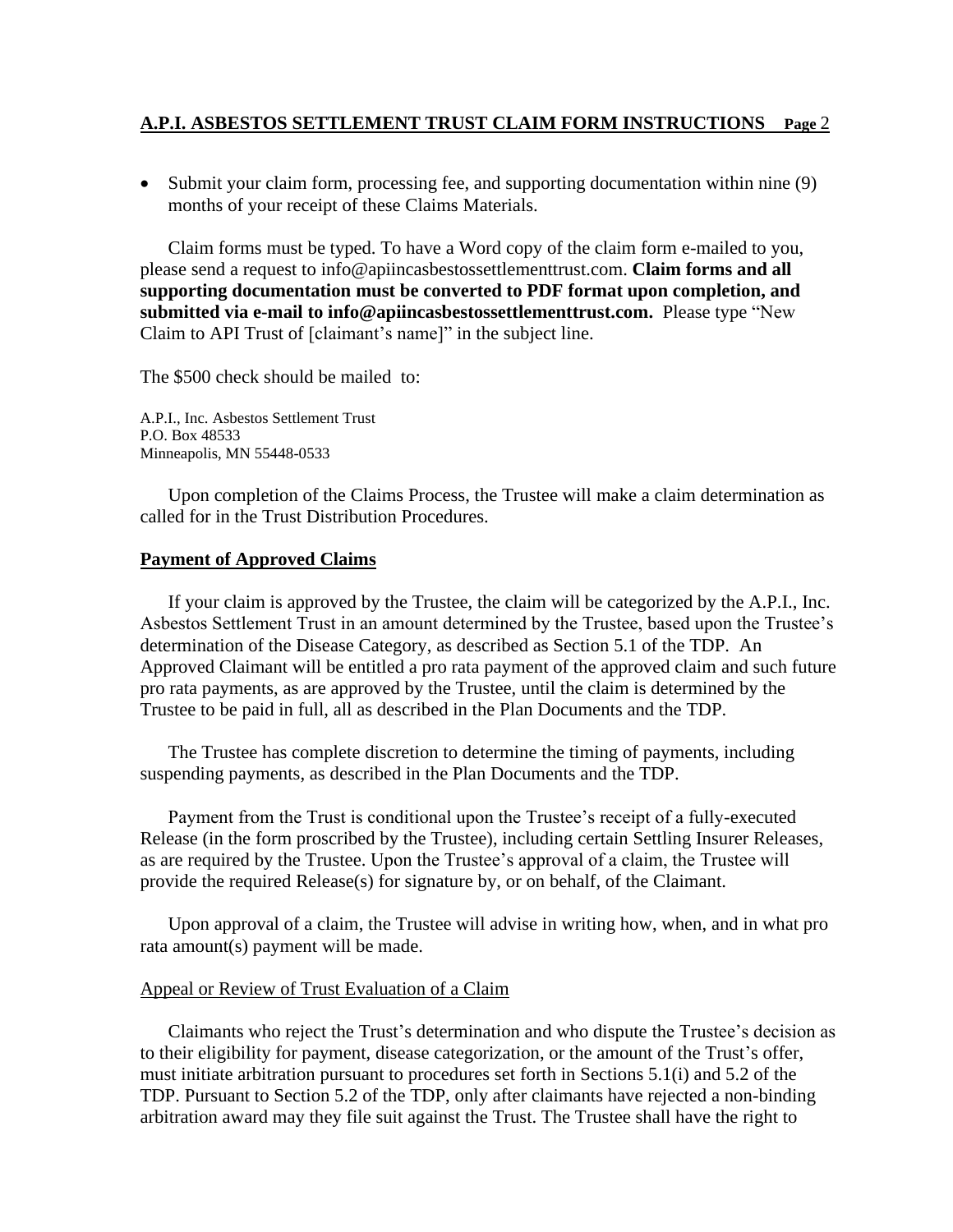- Submit your claim form, processing fee, and supporting documentation within nine (9) months of your receipt of these Claims Materials.

Claim forms must be typed. To have a Word copy of the claim form e-mailed to you, please send a request to info@apiincasbestossettlementtrust.com. **Claim forms and all supporting documentation must be converted to PDF format upon completion, and submitted via e-mail to info@apiincasbestossettlementtrust.com.** Please type "New Claim to API Trust of [claimant's name]" in the subject line.

The $500 check should be mailed to:

A.P.I., Inc. Asbestos Settlement Trust
P.O. Box 48533
Minneapolis, MN 55448-0533

Upon completion of the Claims Process, the Trustee will make a claim determination as called for in the Trust Distribution Procedures.

## Payment of Approved Claims

If your claim is approved by the Trustee, the claim will be categorized by the A.P.I., Inc. Asbestos Settlement Trust in an amount determined by the Trustee, based upon the Trustee's determination of the Disease Category, as described as Section 5.1 of the TDP. An Approved Claimant will be entitled a pro rata payment of the approved claim and such future pro rata payments, as are approved by the Trustee, until the claim is determined by the Trustee to be paid in full, all as described in the Plan Documents and the TDP.

The Trustee has complete discretion to determine the timing of payments, including suspending payments, as described in the Plan Documents and the TDP.

Payment from the Trust is conditional upon the Trustee's receipt of a fully-executed Release (in the form proscribed by the Trustee), including certain Settling Insurer Releases, as are required by the Trustee. Upon the Trustee's approval of a claim, the Trustee will provide the required Release(s) for signature by, or on behalf, of the Claimant.

Upon approval of a claim, the Trustee will advise in writing how, when, and in what pro rata amount(s) payment will be made.

### Appeal or Review of Trust Evaluation of a Claim

Claimants who reject the Trust's determination and who dispute the Trustee's decision as to their eligibility for payment, disease categorization, or the amount of the Trust's offer, must initiate arbitration pursuant to procedures set forth in Sections 5.1(i) and 5.2 of the TDP. Pursuant to Section 5.2 of the TDP, only after claimants have rejected a non-binding arbitration award may they file suit against the Trust. The Trustee shall have the right to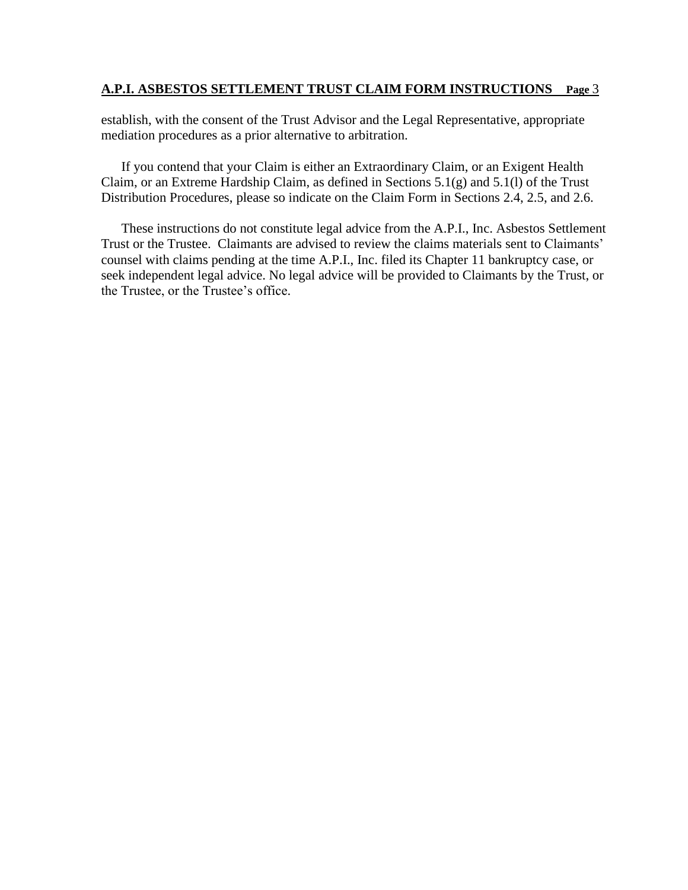establish, with the consent of the Trust Advisor and the Legal Representative, appropriate mediation procedures as a prior alternative to arbitration.

If you contend that your Claim is either an Extraordinary Claim, or an Exigent Health Claim, or an Extreme Hardship Claim, as defined in Sections 5.1(g) and 5.1(l) of the Trust Distribution Procedures, please so indicate on the Claim Form in Sections 2.4, 2.5, and 2.6.

These instructions do not constitute legal advice from the A.P.I., Inc. Asbestos Settlement Trust or the Trustee. Claimants are advised to review the claims materials sent to Claimants' counsel with claims pending at the time A.P.I., Inc. filed its Chapter 11 bankruptcy case, or seek independent legal advice. No legal advice will be provided to Claimants by the Trust, or the Trustee, or the Trustee's office.